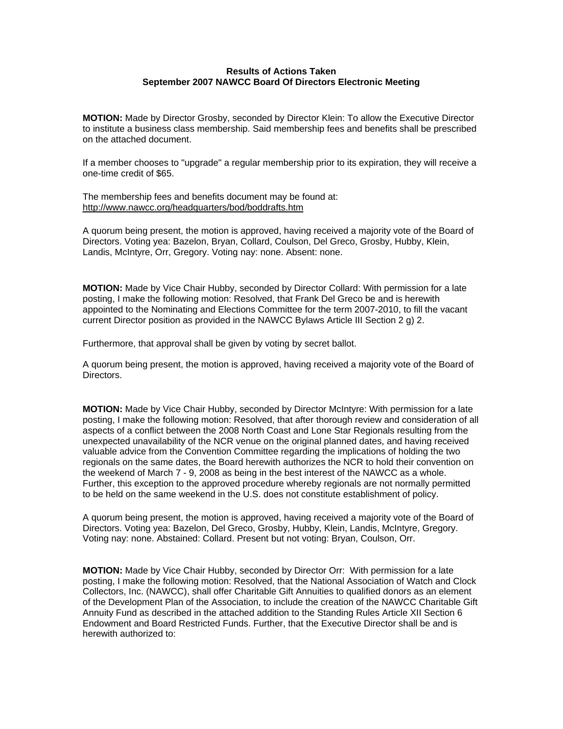**Results of Actions Taken**
**September 2007 NAWCC Board Of Directors Electronic Meeting**

**MOTION:** Made by Director Grosby, seconded by Director Klein: To allow the Executive Director to institute a business class membership. Said membership fees and benefits shall be prescribed on the attached document.

If a member chooses to "upgrade" a regular membership prior to its expiration, they will receive a one-time credit of $65.

The membership fees and benefits document may be found at:
http://www.nawcc.org/headquarters/bod/boddrafts.htm

A quorum being present, the motion is approved, having received a majority vote of the Board of Directors. Voting yea: Bazelon, Bryan, Collard, Coulson, Del Greco, Grosby, Hubby, Klein, Landis, McIntyre, Orr, Gregory. Voting nay: none. Absent: none.

**MOTION:** Made by Vice Chair Hubby, seconded by Director Collard: With permission for a late posting, I make the following motion: Resolved, that Frank Del Greco be and is herewith appointed to the Nominating and Elections Committee for the term 2007-2010, to fill the vacant current Director position as provided in the NAWCC Bylaws Article III Section 2 g) 2.

Furthermore, that approval shall be given by voting by secret ballot.

A quorum being present, the motion is approved, having received a majority vote of the Board of Directors.

**MOTION:** Made by Vice Chair Hubby, seconded by Director McIntyre: With permission for a late posting, I make the following motion: Resolved, that after thorough review and consideration of all aspects of a conflict between the 2008 North Coast and Lone Star Regionals resulting from the unexpected unavailability of the NCR venue on the original planned dates, and having received valuable advice from the Convention Committee regarding the implications of holding the two regionals on the same dates, the Board herewith authorizes the NCR to hold their convention on the weekend of March 7 - 9, 2008 as being in the best interest of the NAWCC as a whole. Further, this exception to the approved procedure whereby regionals are not normally permitted to be held on the same weekend in the U.S. does not constitute establishment of policy.

A quorum being present, the motion is approved, having received a majority vote of the Board of Directors. Voting yea: Bazelon, Del Greco, Grosby, Hubby, Klein, Landis, McIntyre, Gregory. Voting nay: none. Abstained: Collard. Present but not voting: Bryan, Coulson, Orr.

**MOTION:** Made by Vice Chair Hubby, seconded by Director Orr: With permission for a late posting, I make the following motion: Resolved, that the National Association of Watch and Clock Collectors, Inc. (NAWCC), shall offer Charitable Gift Annuities to qualified donors as an element of the Development Plan of the Association, to include the creation of the NAWCC Charitable Gift Annuity Fund as described in the attached addition to the Standing Rules Article XII Section 6 Endowment and Board Restricted Funds. Further, that the Executive Director shall be and is herewith authorized to: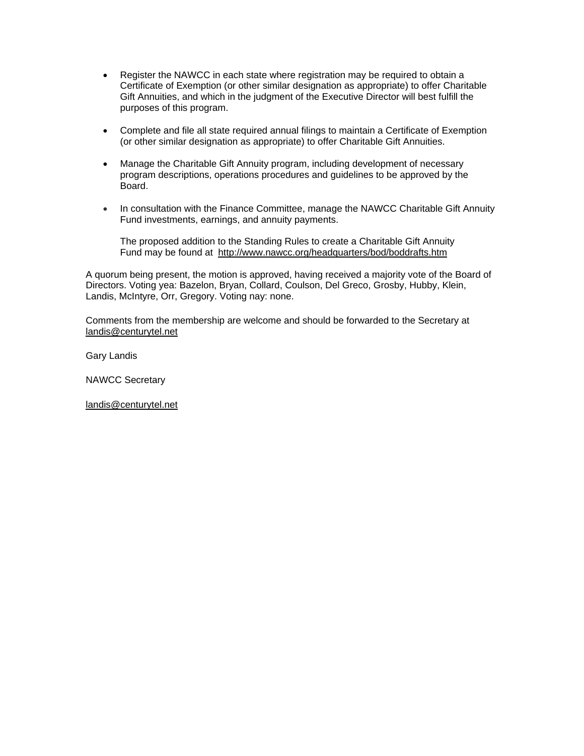- Register the NAWCC in each state where registration may be required to obtain a Certificate of Exemption (or other similar designation as appropriate) to offer Charitable Gift Annuities, and which in the judgment of the Executive Director will best fulfill the purposes of this program.

- Complete and file all state required annual filings to maintain a Certificate of Exemption (or other similar designation as appropriate) to offer Charitable Gift Annuities.

- Manage the Charitable Gift Annuity program, including development of necessary program descriptions, operations procedures and guidelines to be approved by the Board.

- In consultation with the Finance Committee, manage the NAWCC Charitable Gift Annuity Fund investments, earnings, and annuity payments.

  The proposed addition to the Standing Rules to create a Charitable Gift Annuity Fund may be found at http://www.nawcc.org/headquarters/bod/boddrafts.htm

A quorum being present, the motion is approved, having received a majority vote of the Board of Directors. Voting yea: Bazelon, Bryan, Collard, Coulson, Del Greco, Grosby, Hubby, Klein, Landis, McIntyre, Orr, Gregory. Voting nay: none.

Comments from the membership are welcome and should be forwarded to the Secretary at landis@centurytel.net

Gary Landis

NAWCC Secretary

landis@centurytel.net